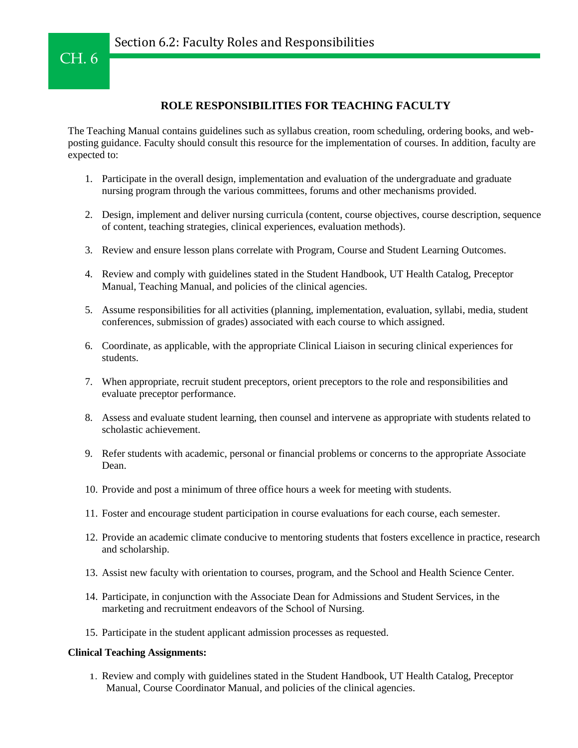# CH. 6

## Section 6.2: Faculty Roles and Responsibilities

### ROLE RESPONSIBILITIES FOR TEACHING FACULTY

The Teaching Manual contains guidelines such as syllabus creation, room scheduling, ordering books, and web-posting guidance. Faculty should consult this resource for the implementation of courses. In addition, faculty are expected to:

1. Participate in the overall design, implementation and evaluation of the undergraduate and graduate nursing program through the various committees, forums and other mechanisms provided.
2. Design, implement and deliver nursing curricula (content, course objectives, course description, sequence of content, teaching strategies, clinical experiences, evaluation methods).
3. Review and ensure lesson plans correlate with Program, Course and Student Learning Outcomes.
4. Review and comply with guidelines stated in the Student Handbook, UT Health Catalog, Preceptor Manual, Teaching Manual, and policies of the clinical agencies.
5. Assume responsibilities for all activities (planning, implementation, evaluation, syllabi, media, student conferences, submission of grades) associated with each course to which assigned.
6. Coordinate, as applicable, with the appropriate Clinical Liaison in securing clinical experiences for students.
7. When appropriate, recruit student preceptors, orient preceptors to the role and responsibilities and evaluate preceptor performance.
8. Assess and evaluate student learning, then counsel and intervene as appropriate with students related to scholastic achievement.
9. Refer students with academic, personal or financial problems or concerns to the appropriate Associate Dean.
10. Provide and post a minimum of three office hours a week for meeting with students.
11. Foster and encourage student participation in course evaluations for each course, each semester.
12. Provide an academic climate conducive to mentoring students that fosters excellence in practice, research and scholarship.
13. Assist new faculty with orientation to courses, program, and the School and Health Science Center.
14. Participate, in conjunction with the Associate Dean for Admissions and Student Services, in the marketing and recruitment endeavors of the School of Nursing.
15. Participate in the student applicant admission processes as requested.

**Clinical Teaching Assignments:**

1. Review and comply with guidelines stated in the Student Handbook, UT Health Catalog, Preceptor Manual, Course Coordinator Manual, and policies of the clinical agencies.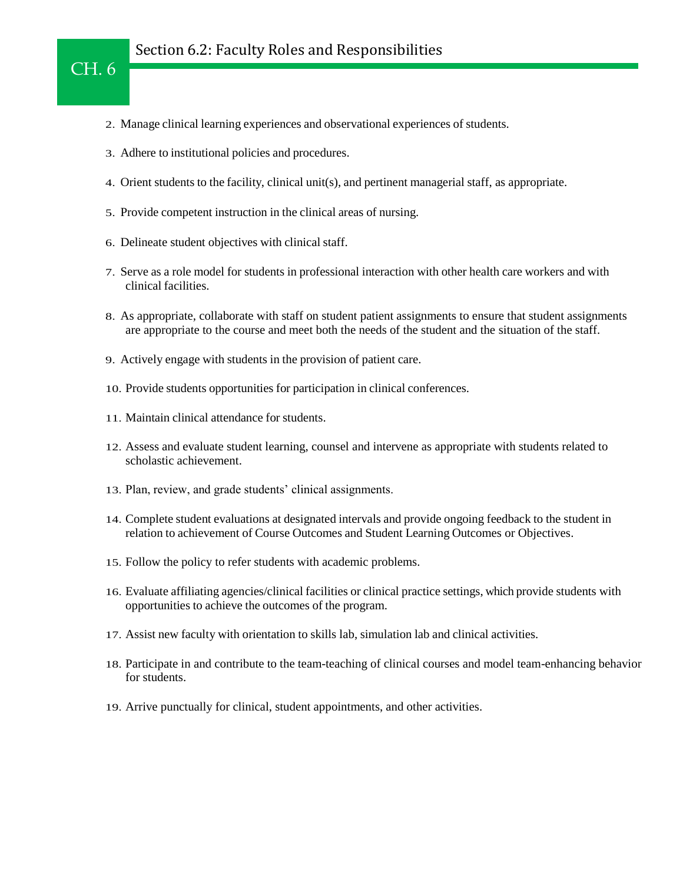2. Manage clinical learning experiences and observational experiences of students.
3. Adhere to institutional policies and procedures.
4. Orient students to the facility, clinical unit(s), and pertinent managerial staff, as appropriate.
5. Provide competent instruction in the clinical areas of nursing.
6. Delineate student objectives with clinical staff.
7. Serve as a role model for students in professional interaction with other health care workers and with clinical facilities.
8. As appropriate, collaborate with staff on student patient assignments to ensure that student assignments are appropriate to the course and meet both the needs of the student and the situation of the staff.
9. Actively engage with students in the provision of patient care.
10. Provide students opportunities for participation in clinical conferences.
11. Maintain clinical attendance for students.
12. Assess and evaluate student learning, counsel and intervene as appropriate with students related to scholastic achievement.
13. Plan, review, and grade students' clinical assignments.
14. Complete student evaluations at designated intervals and provide ongoing feedback to the student in relation to achievement of Course Outcomes and Student Learning Outcomes or Objectives.
15. Follow the policy to refer students with academic problems.
16. Evaluate affiliating agencies/clinical facilities or clinical practice settings, which provide students with opportunities to achieve the outcomes of the program.
17. Assist new faculty with orientation to skills lab, simulation lab and clinical activities.
18. Participate in and contribute to the team-teaching of clinical courses and model team-enhancing behavior for students.
19. Arrive punctually for clinical, student appointments, and other activities.